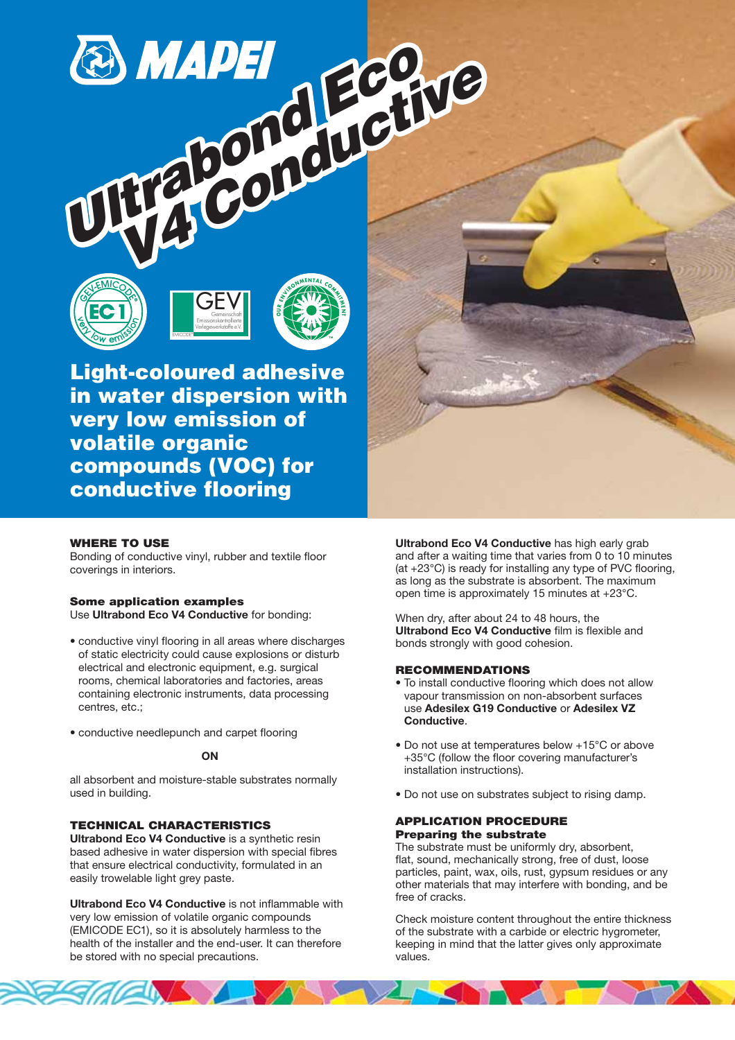# Ultrabond Eco V4 Conductive

## Light-coloured adhesive in water dispersion with very low emission of volatile organic compounds (VOC) for conductive flooring

### WHERE TO USE

Bonding of conductive vinyl, rubber and textile floor coverings in interiors.

#### Some application examples

Use **Ultrabond Eco V4 Conductive** for bonding:

- conductive vinyl flooring in all areas where discharges of static electricity could cause explosions or disturb electrical and electronic equipment, e.g. surgical rooms, chemical laboratories and factories, areas containing electronic instruments, data processing centres, etc.;
- conductive needlepunch and carpet flooring

**ON**

all absorbent and moisture-stable substrates normally used in building.

### TECHNICAL CHARACTERISTICS

**Ultrabond Eco V4 Conductive** is a synthetic resin based adhesive in water dispersion with special fibres that ensure electrical conductivity, formulated in an easily trowelable light grey paste.

**Ultrabond Eco V4 Conductive** is not inflammable with very low emission of volatile organic compounds (EMICODE EC1), so it is absolutely harmless to the health of the installer and the end-user. It can therefore be stored with no special precautions.

**Ultrabond Eco V4 Conductive** has high early grab and after a waiting time that varies from 0 to 10 minutes (at +23°C) is ready for installing any type of PVC flooring, as long as the substrate is absorbent. The maximum open time is approximately 15 minutes at +23°C.

When dry, after about 24 to 48 hours, the **Ultrabond Eco V4 Conductive** film is flexible and bonds strongly with good cohesion.

### RECOMMENDATIONS

- To install conductive flooring which does not allow vapour transmission on non-absorbent surfaces use **Adesilex G19 Conductive** or **Adesilex VZ Conductive**.
- Do not use at temperatures below +15°C or above +35°C (follow the floor covering manufacturer's installation instructions).
- Do not use on substrates subject to rising damp.

### APPLICATION PROCEDURE

#### Preparing the substrate

The substrate must be uniformly dry, absorbent, flat, sound, mechanically strong, free of dust, loose particles, paint, wax, oils, rust, gypsum residues or any other materials that may interfere with bonding, and be free of cracks.

Check moisture content throughout the entire thickness of the substrate with a carbide or electric hygrometer, keeping in mind that the latter gives only approximate values.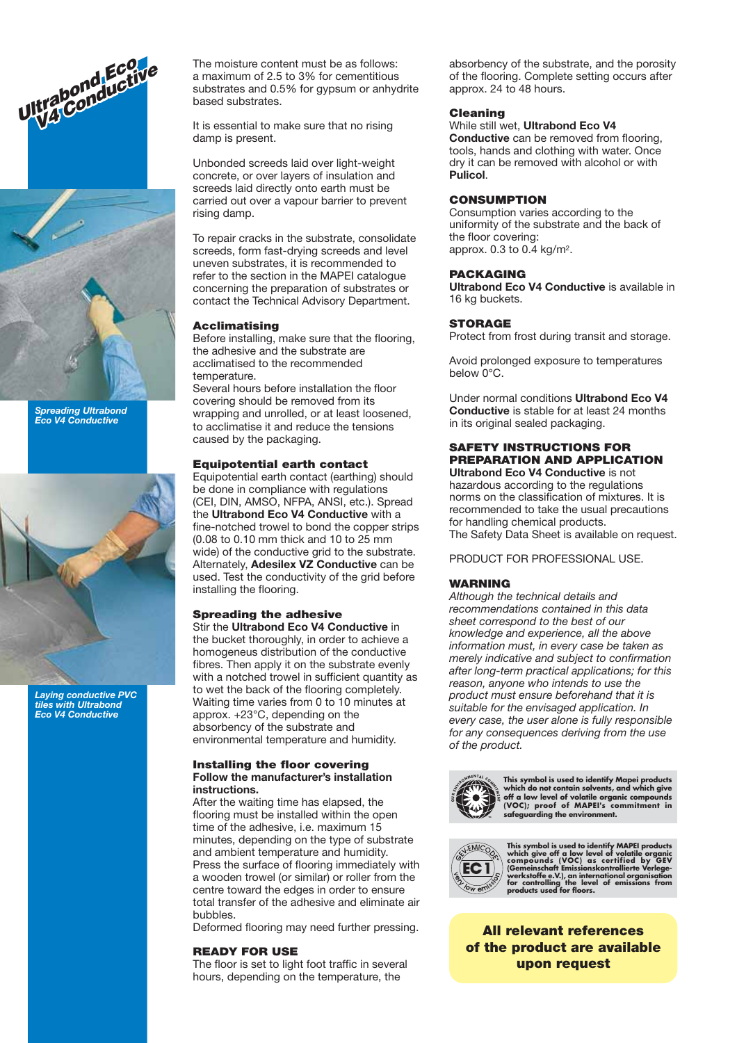*Spreading Ultrabond Eco V4 Conductive*

*Laying conductive PVC tiles with Ultrabond Eco V4 Conductive*

The moisture content must be as follows: a maximum of 2.5 to 3% for cementitious substrates and 0.5% for gypsum or anhydrite based substrates.

It is essential to make sure that no rising damp is present.

Unbonded screeds laid over light-weight concrete, or over layers of insulation and screeds laid directly onto earth must be carried out over a vapour barrier to prevent rising damp.

To repair cracks in the substrate, consolidate screeds, form fast-drying screeds and level uneven substrates, it is recommended to refer to the section in the MAPEI catalogue concerning the preparation of substrates or contact the Technical Advisory Department.

### Acclimatising

Before installing, make sure that the flooring, the adhesive and the substrate are acclimatised to the recommended temperature.
Several hours before installation the floor covering should be removed from its wrapping and unrolled, or at least loosened, to acclimatise it and reduce the tensions caused by the packaging.

### Equipotential earth contact

Equipotential earth contact (earthing) should be done in compliance with regulations (CEI, DIN, AMSO, NFPA, ANSI, etc.). Spread the **Ultrabond Eco V4 Conductive** with a fine-notched trowel to bond the copper strips (0.08 to 0.10 mm thick and 10 to 25 mm wide) of the conductive grid to the substrate. Alternately, **Adesilex VZ Conductive** can be used. Test the conductivity of the grid before installing the flooring.

### Spreading the adhesive

Stir the **Ultrabond Eco V4 Conductive** in the bucket thoroughly, in order to achieve a homogeneus distribution of the conductive fibres. Then apply it on the substrate evenly with a notched trowel in sufficient quantity as to wet the back of the flooring completely. Waiting time varies from 0 to 10 minutes at approx. +23°C, depending on the absorbency of the substrate and environmental temperature and humidity.

### Installing the floor covering

**Follow the manufacturer's installation instructions.**
After the waiting time has elapsed, the flooring must be installed within the open time of the adhesive, i.e. maximum 15 minutes, depending on the type of substrate and ambient temperature and humidity.
Press the surface of flooring immediately with a wooden trowel (or similar) or roller from the centre toward the edges in order to ensure total transfer of the adhesive and eliminate air bubbles.
Deformed flooring may need further pressing.

## READY FOR USE

The floor is set to light foot traffic in several hours, depending on the temperature, the absorbency of the substrate, and the porosity of the flooring. Complete setting occurs after approx. 24 to 48 hours.

### Cleaning

While still wet, **Ultrabond Eco V4 Conductive** can be removed from flooring, tools, hands and clothing with water. Once dry it can be removed with alcohol or with **Pulicol**.

## CONSUMPTION

Consumption varies according to the uniformity of the substrate and the back of the floor covering:
approx. 0.3 to 0.4 kg/m².

## PACKAGING

**Ultrabond Eco V4 Conductive** is available in 16 kg buckets.

## STORAGE

Protect from frost during transit and storage.

Avoid prolonged exposure to temperatures below 0°C.

Under normal conditions **Ultrabond Eco V4 Conductive** is stable for at least 24 months in its original sealed packaging.

## SAFETY INSTRUCTIONS FOR PREPARATION AND APPLICATION

**Ultrabond Eco V4 Conductive** is not hazardous according to the regulations norms on the classification of mixtures. It is recommended to take the usual precautions for handling chemical products.
The Safety Data Sheet is available on request.

PRODUCT FOR PROFESSIONAL USE.

## WARNING

*Although the technical details and recommendations contained in this data sheet correspond to the best of our knowledge and experience, all the above information must, in every case be taken as merely indicative and subject to confirmation after long-term practical applications; for this reason, anyone who intends to use the product must ensure beforehand that it is suitable for the envisaged application. In every case, the user alone is fully responsible for any consequences deriving from the use of the product.*

**This symbol is used to identify Mapei products which do not contain solvents, and which give off a low level of volatile organic compounds (VOC); proof of MAPEI's commitment in safeguarding the environment.**

**This symbol is used to identify MAPEI products which give off a low level of volatile organic compounds (VOC) as certified by GEV (Gemeinschaft Emissionskontrollierte Verlegewerkstoffe e.V.), an international organisation for controlling the level of emissions from products used for floors.**

**All relevant references of the product are available upon request**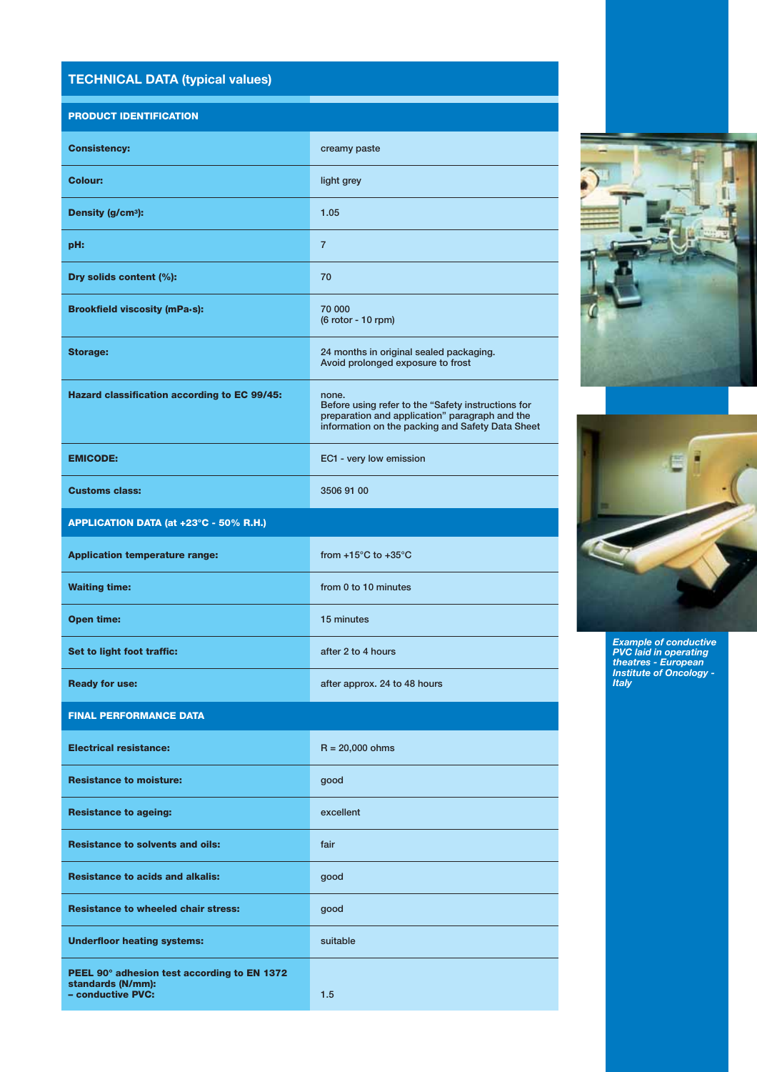## TECHNICAL DATA (typical values)

| PRODUCT IDENTIFICATION | |
|---|---|
| **Consistency:** | creamy paste |
| **Colour:** | light grey |
| **Density (g/cm³):** | 1.05 |
| **pH:** | 7 |
| **Dry solids content (%):** | 70 |
| **Brookfield viscosity (mPa·s):** | 70 000<br>(6 rotor - 10 rpm) |
| **Storage:** | 24 months in original sealed packaging.<br>Avoid prolonged exposure to frost |
| **Hazard classification according to EC 99/45:** | none.<br>Before using refer to the "Safety instructions for preparation and application" paragraph and the information on the packing and Safety Data Sheet |
| **EMICODE:** | EC1 - very low emission |
| **Customs class:** | 3506 91 00 |
| **APPLICATION DATA (at +23°C - 50% R.H.)** | |
| **Application temperature range:** | from +15°C to +35°C |
| **Waiting time:** | from 0 to 10 minutes |
| **Open time:** | 15 minutes |
| **Set to light foot traffic:** | after 2 to 4 hours |
| **Ready for use:** | after approx. 24 to 48 hours |
| **FINAL PERFORMANCE DATA** | |
| **Electrical resistance:** | R = 20,000 ohms |
| **Resistance to moisture:** | good |
| **Resistance to ageing:** | excellent |
| **Resistance to solvents and oils:** | fair |
| **Resistance to acids and alkalis:** | good |
| **Resistance to wheeled chair stress:** | good |
| **Underfloor heating systems:** | suitable |
| **PEEL 90° adhesion test according to EN 1372 standards (N/mm):**<br>**– conductive PVC:** | 1.5 |

*Example of conductive PVC laid in operating theatres - European Institute of Oncology - Italy*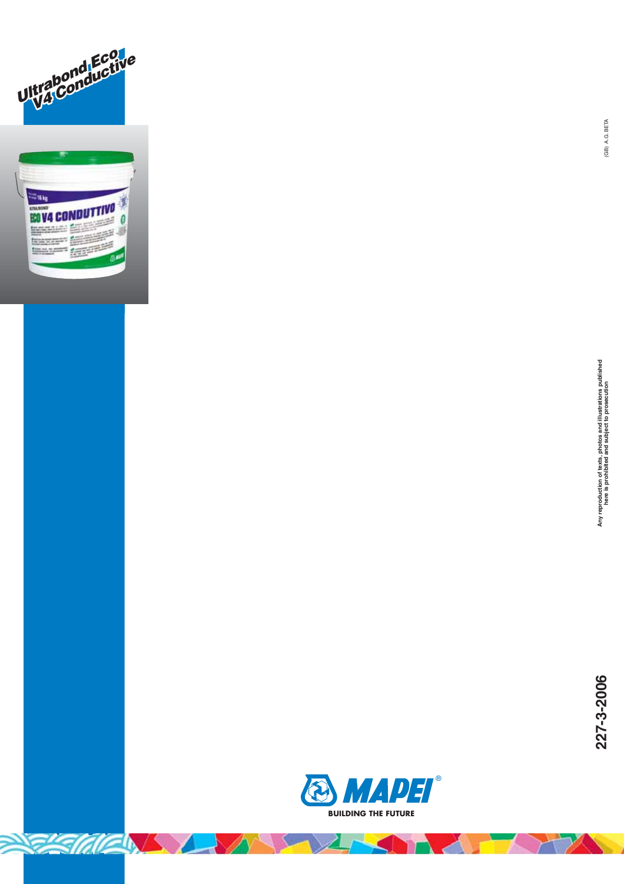# Ultrabond Eco V4 Conductive

(GB) A.G. BETA

Any reproduction of texts, photos and illustrations published here is prohibited and subject to prosecution

227-3-2006

MAPEI®

BUILDING THE FUTURE